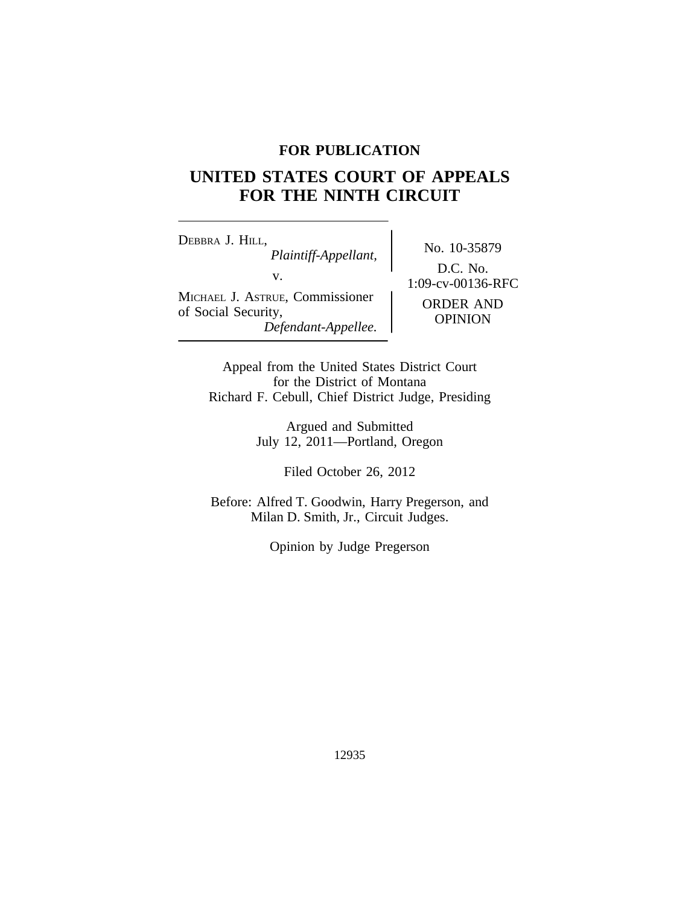**FOR PUBLICATION**

# UNITED STATES COURT OF APPEALS FOR THE NINTH CIRCUIT

DEBBRA J. HILL,
*Plaintiff-Appellant,*

v.

MICHAEL J. ASTRUE, Commissioner of Social Security,
*Defendant-Appellee.*

No. 10-35879

D.C. No. 1:09-cv-00136-RFC

ORDER AND OPINION

Appeal from the United States District Court
for the District of Montana
Richard F. Cebull, Chief District Judge, Presiding

Argued and Submitted
July 12, 2011—Portland, Oregon

Filed October 26, 2012

Before: Alfred T. Goodwin, Harry Pregerson, and Milan D. Smith, Jr., Circuit Judges.

Opinion by Judge Pregerson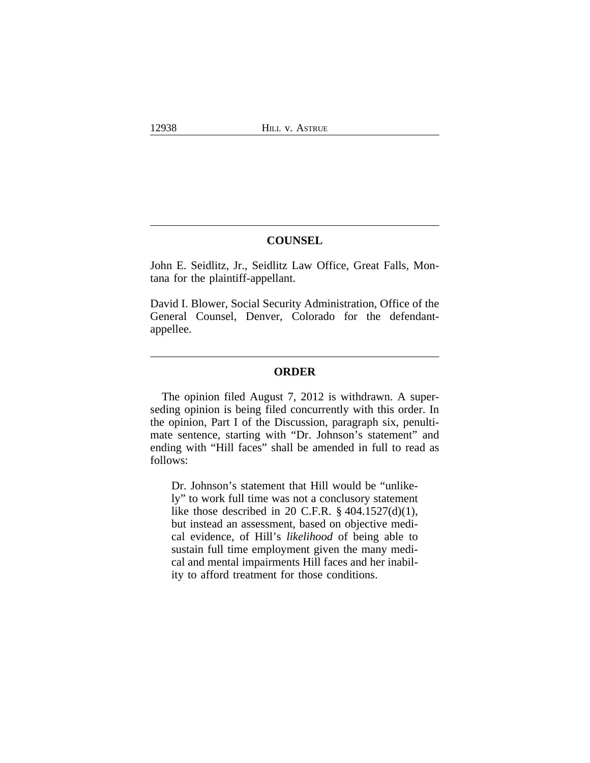## COUNSEL

John E. Seidlitz, Jr., Seidlitz Law Office, Great Falls, Montana for the plaintiff-appellant.

David I. Blower, Social Security Administration, Office of the General Counsel, Denver, Colorado for the defendant-appellee.

## ORDER

The opinion filed August 7, 2012 is withdrawn. A superseding opinion is being filed concurrently with this order. In the opinion, Part I of the Discussion, paragraph six, penultimate sentence, starting with "Dr. Johnson's statement" and ending with "Hill faces" shall be amended in full to read as follows:

> Dr. Johnson's statement that Hill would be "unlikely" to work full time was not a conclusory statement like those described in 20 C.F.R. § 404.1527(d)(1), but instead an assessment, based on objective medical evidence, of Hill's *likelihood* of being able to sustain full time employment given the many medical and mental impairments Hill faces and her inability to afford treatment for those conditions.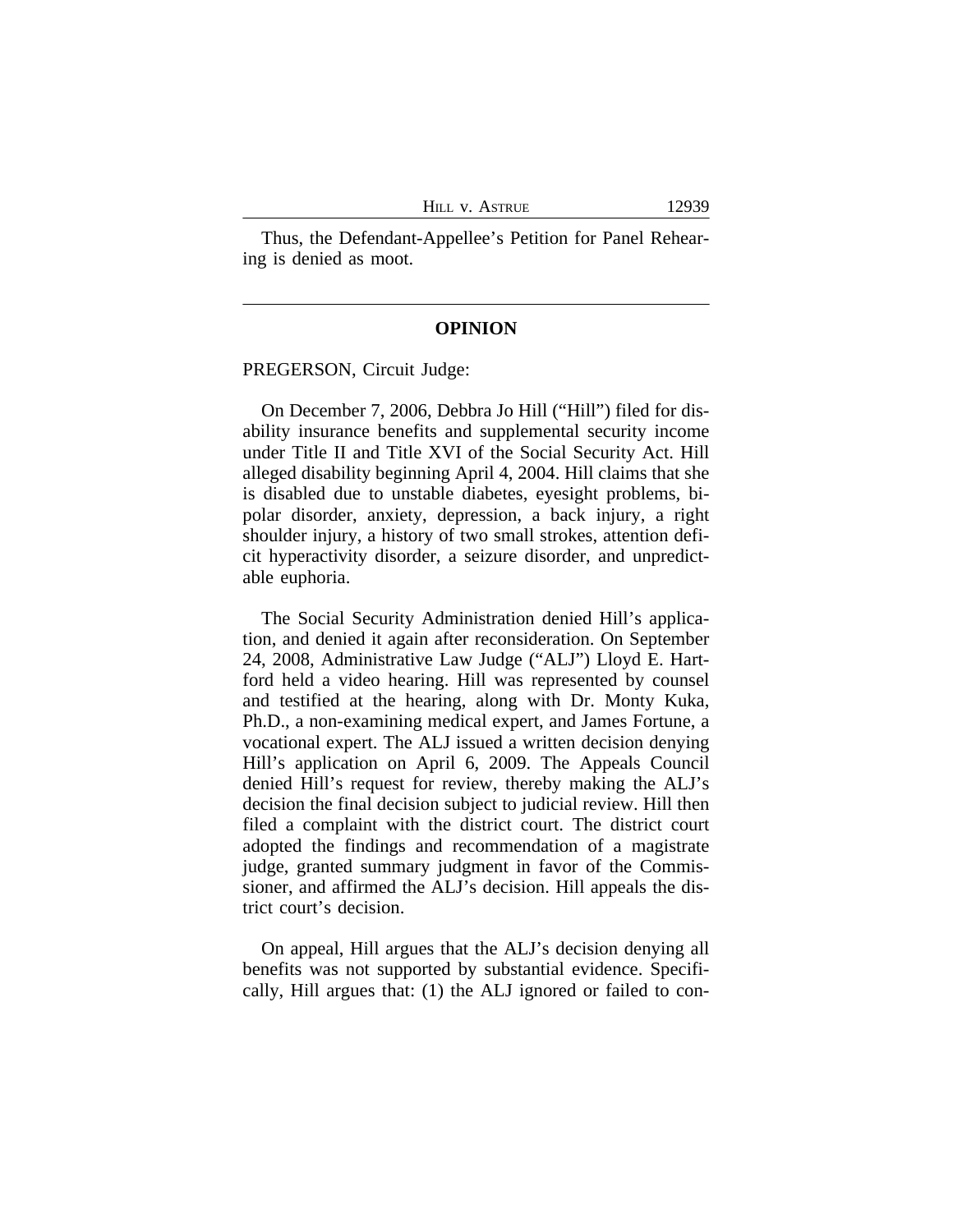Thus, the Defendant-Appellee's Petition for Panel Rehearing is denied as moot.

---

## OPINION

PREGERSON, Circuit Judge:

On December 7, 2006, Debbra Jo Hill ("Hill") filed for disability insurance benefits and supplemental security income under Title II and Title XVI of the Social Security Act. Hill alleged disability beginning April 4, 2004. Hill claims that she is disabled due to unstable diabetes, eyesight problems, bipolar disorder, anxiety, depression, a back injury, a right shoulder injury, a history of two small strokes, attention deficit hyperactivity disorder, a seizure disorder, and unpredictable euphoria.

The Social Security Administration denied Hill's application, and denied it again after reconsideration. On September 24, 2008, Administrative Law Judge ("ALJ") Lloyd E. Hartford held a video hearing. Hill was represented by counsel and testified at the hearing, along with Dr. Monty Kuka, Ph.D., a non-examining medical expert, and James Fortune, a vocational expert. The ALJ issued a written decision denying Hill's application on April 6, 2009. The Appeals Council denied Hill's request for review, thereby making the ALJ's decision the final decision subject to judicial review. Hill then filed a complaint with the district court. The district court adopted the findings and recommendation of a magistrate judge, granted summary judgment in favor of the Commissioner, and affirmed the ALJ's decision. Hill appeals the district court's decision.

On appeal, Hill argues that the ALJ's decision denying all benefits was not supported by substantial evidence. Specifically, Hill argues that: (1) the ALJ ignored or failed to con-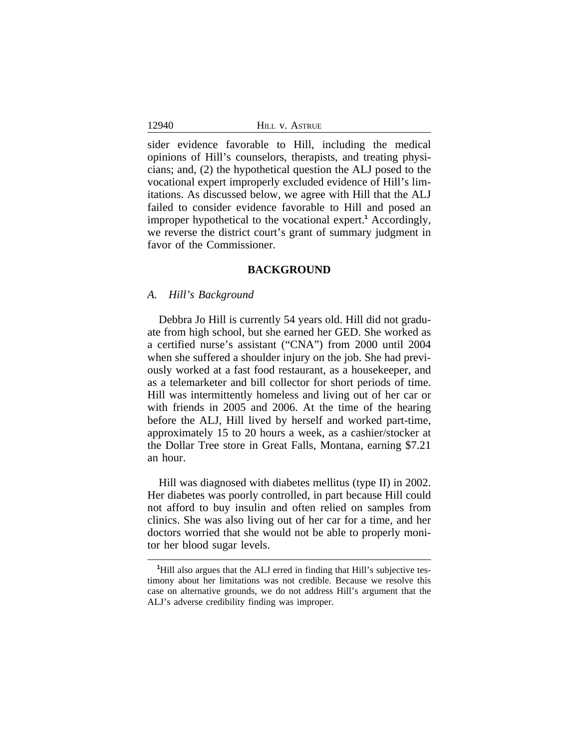sider evidence favorable to Hill, including the medical opinions of Hill's counselors, therapists, and treating physicians; and, (2) the hypothetical question the ALJ posed to the vocational expert improperly excluded evidence of Hill's limitations. As discussed below, we agree with Hill that the ALJ failed to consider evidence favorable to Hill and posed an improper hypothetical to the vocational expert.[1] Accordingly, we reverse the district court's grant of summary judgment in favor of the Commissioner.

## BACKGROUND

### *A. Hill's Background*

Debbra Jo Hill is currently 54 years old. Hill did not graduate from high school, but she earned her GED. She worked as a certified nurse's assistant ("CNA") from 2000 until 2004 when she suffered a shoulder injury on the job. She had previously worked at a fast food restaurant, as a housekeeper, and as a telemarketer and bill collector for short periods of time. Hill was intermittently homeless and living out of her car or with friends in 2005 and 2006. At the time of the hearing before the ALJ, Hill lived by herself and worked part-time, approximately 15 to 20 hours a week, as a cashier/stocker at the Dollar Tree store in Great Falls, Montana, earning $7.21 an hour.

Hill was diagnosed with diabetes mellitus (type II) in 2002. Her diabetes was poorly controlled, in part because Hill could not afford to buy insulin and often relied on samples from clinics. She was also living out of her car for a time, and her doctors worried that she would not be able to properly monitor her blood sugar levels.

[1] Hill also argues that the ALJ erred in finding that Hill's subjective testimony about her limitations was not credible. Because we resolve this case on alternative grounds, we do not address Hill's argument that the ALJ's adverse credibility finding was improper.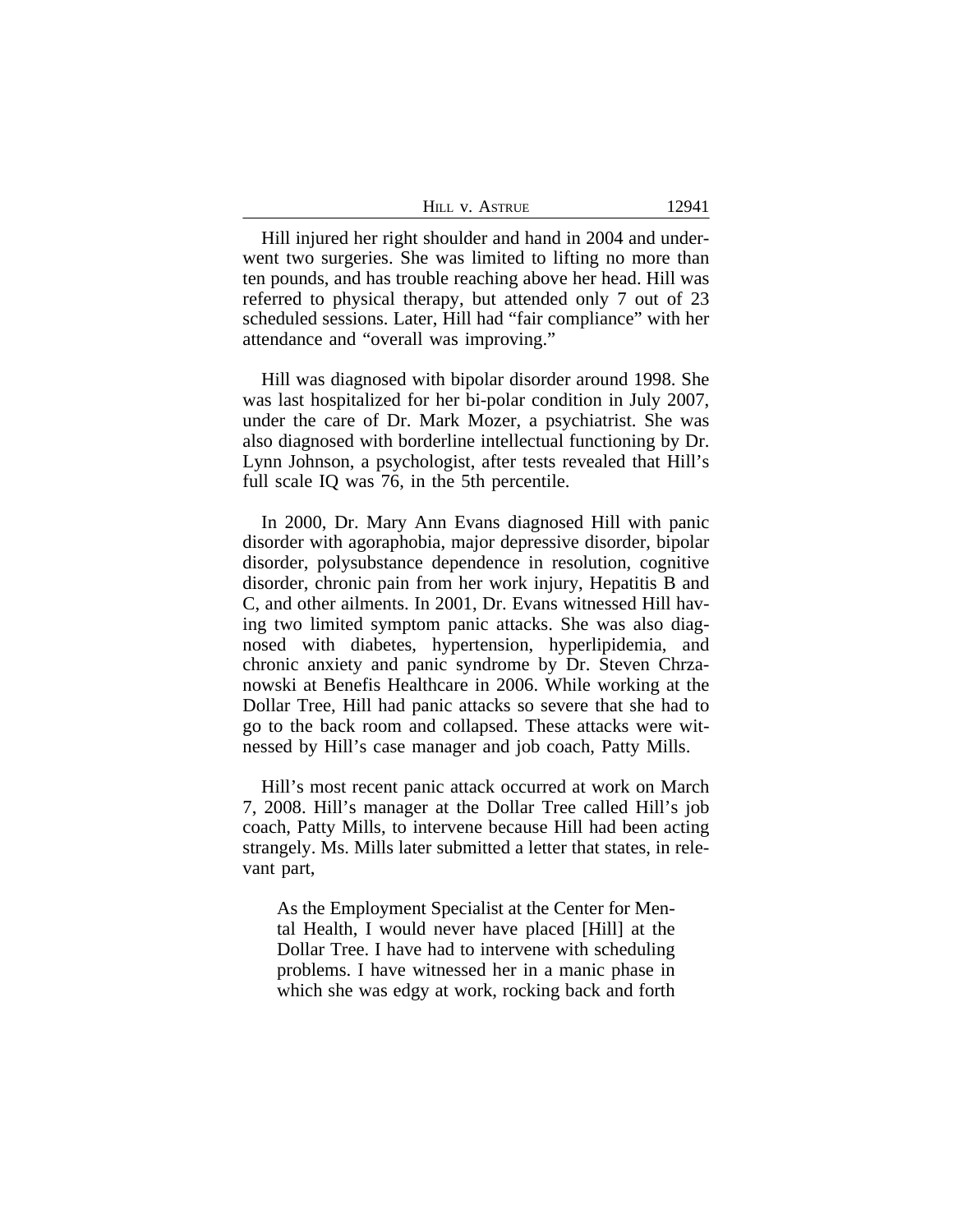Hill injured her right shoulder and hand in 2004 and underwent two surgeries. She was limited to lifting no more than ten pounds, and has trouble reaching above her head. Hill was referred to physical therapy, but attended only 7 out of 23 scheduled sessions. Later, Hill had "fair compliance" with her attendance and "overall was improving."

Hill was diagnosed with bipolar disorder around 1998. She was last hospitalized for her bi-polar condition in July 2007, under the care of Dr. Mark Mozer, a psychiatrist. She was also diagnosed with borderline intellectual functioning by Dr. Lynn Johnson, a psychologist, after tests revealed that Hill's full scale IQ was 76, in the 5th percentile.

In 2000, Dr. Mary Ann Evans diagnosed Hill with panic disorder with agoraphobia, major depressive disorder, bipolar disorder, polysubstance dependence in resolution, cognitive disorder, chronic pain from her work injury, Hepatitis B and C, and other ailments. In 2001, Dr. Evans witnessed Hill having two limited symptom panic attacks. She was also diagnosed with diabetes, hypertension, hyperlipidemia, and chronic anxiety and panic syndrome by Dr. Steven Chrzanowski at Benefis Healthcare in 2006. While working at the Dollar Tree, Hill had panic attacks so severe that she had to go to the back room and collapsed. These attacks were witnessed by Hill's case manager and job coach, Patty Mills.

Hill's most recent panic attack occurred at work on March 7, 2008. Hill's manager at the Dollar Tree called Hill's job coach, Patty Mills, to intervene because Hill had been acting strangely. Ms. Mills later submitted a letter that states, in relevant part,

> As the Employment Specialist at the Center for Mental Health, I would never have placed [Hill] at the Dollar Tree. I have had to intervene with scheduling problems. I have witnessed her in a manic phase in which she was edgy at work, rocking back and forth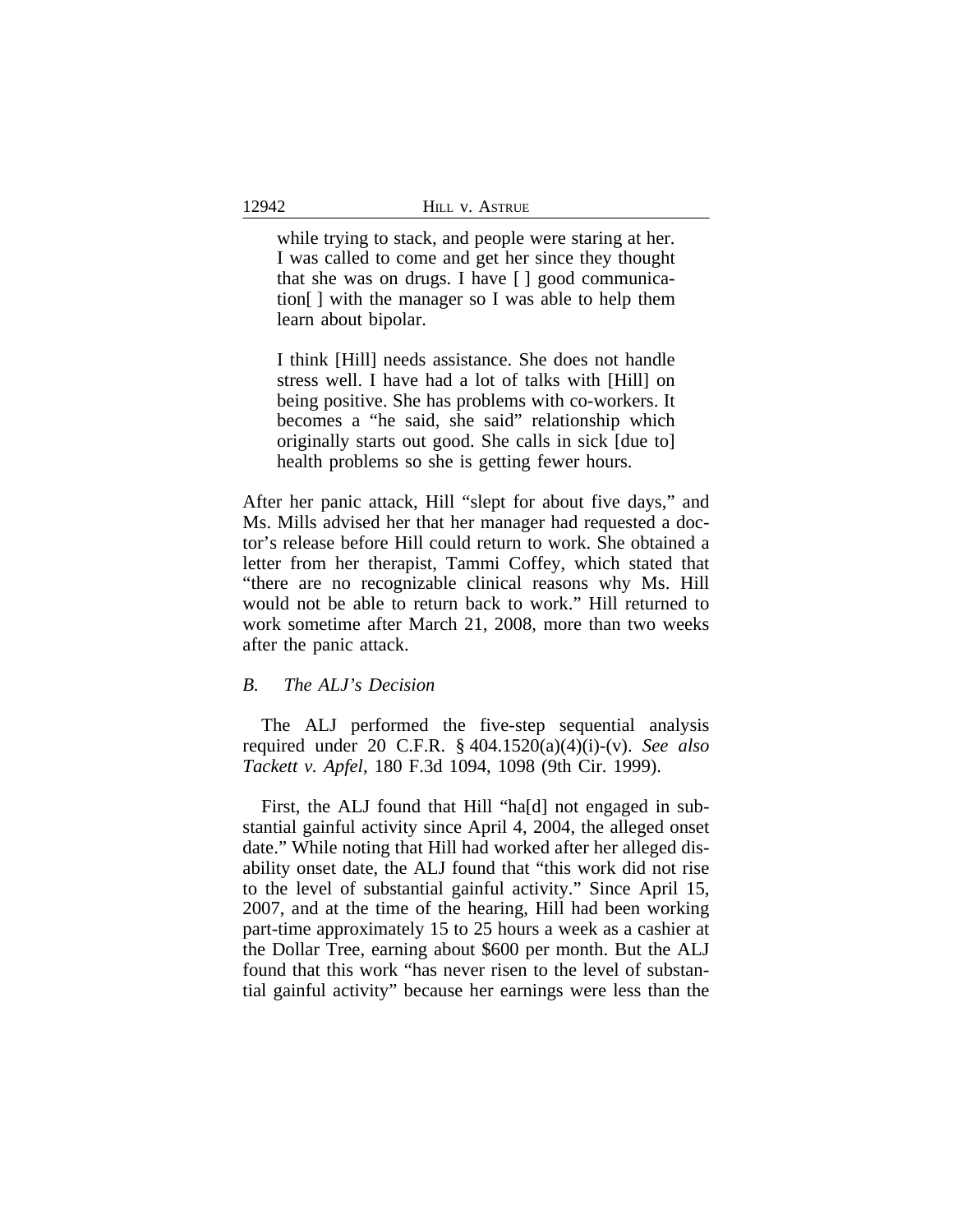> while trying to stack, and people were staring at her. I was called to come and get her since they thought that she was on drugs. I have [ ] good communication[ ] with the manager so I was able to help them learn about bipolar.
>
> I think [Hill] needs assistance. She does not handle stress well. I have had a lot of talks with [Hill] on being positive. She has problems with co-workers. It becomes a "he said, she said" relationship which originally starts out good. She calls in sick [due to] health problems so she is getting fewer hours.

After her panic attack, Hill "slept for about five days," and Ms. Mills advised her that her manager had requested a doctor's release before Hill could return to work. She obtained a letter from her therapist, Tammi Coffey, which stated that "there are no recognizable clinical reasons why Ms. Hill would not be able to return back to work." Hill returned to work sometime after March 21, 2008, more than two weeks after the panic attack.

### *B. The ALJ's Decision*

The ALJ performed the five-step sequential analysis required under 20 C.F.R. § 404.1520(a)(4)(i)-(v). *See also Tackett v. Apfel*, 180 F.3d 1094, 1098 (9th Cir. 1999).

First, the ALJ found that Hill "ha[d] not engaged in substantial gainful activity since April 4, 2004, the alleged onset date." While noting that Hill had worked after her alleged disability onset date, the ALJ found that "this work did not rise to the level of substantial gainful activity." Since April 15, 2007, and at the time of the hearing, Hill had been working part-time approximately 15 to 25 hours a week as a cashier at the Dollar Tree, earning about $600 per month. But the ALJ found that this work "has never risen to the level of substantial gainful activity" because her earnings were less than the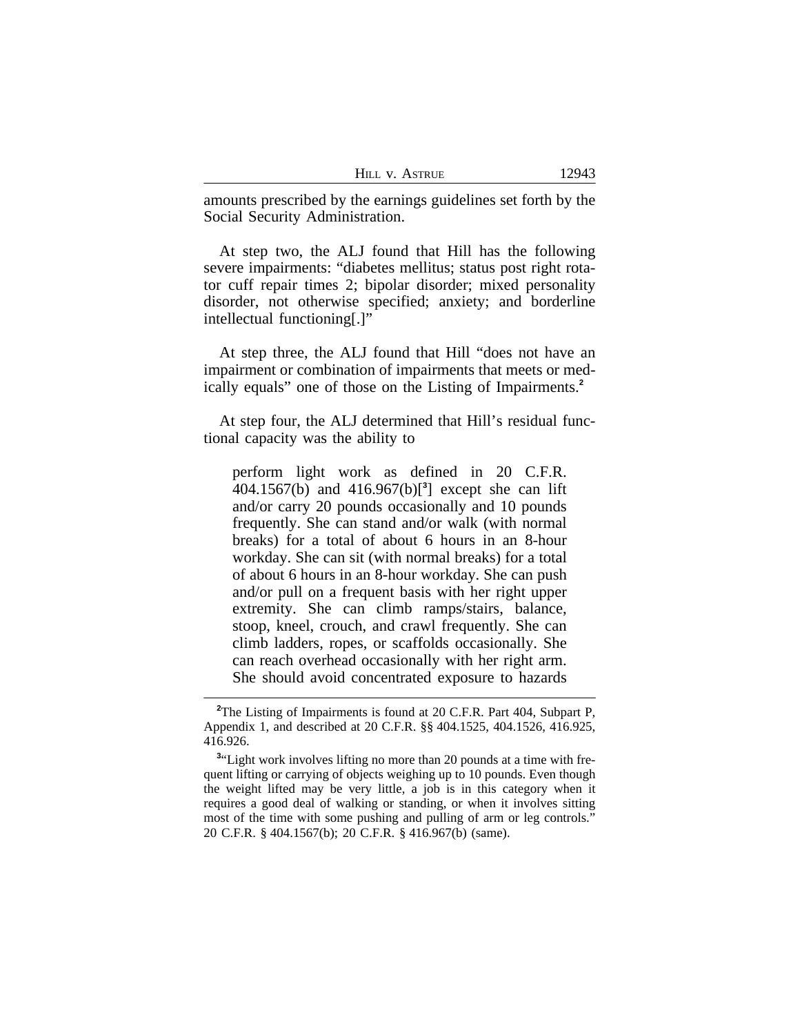amounts prescribed by the earnings guidelines set forth by the Social Security Administration.

At step two, the ALJ found that Hill has the following severe impairments: "diabetes mellitus; status post right rotator cuff repair times 2; bipolar disorder; mixed personality disorder, not otherwise specified; anxiety; and borderline intellectual functioning[.]"

At step three, the ALJ found that Hill "does not have an impairment or combination of impairments that meets or medically equals" one of those on the Listing of Impairments.[2]

At step four, the ALJ determined that Hill's residual functional capacity was the ability to

> perform light work as defined in 20 C.F.R. 404.1567(b) and 416.967(b)[[3]] except she can lift and/or carry 20 pounds occasionally and 10 pounds frequently. She can stand and/or walk (with normal breaks) for a total of about 6 hours in an 8-hour workday. She can sit (with normal breaks) for a total of about 6 hours in an 8-hour workday. She can push and/or pull on a frequent basis with her right upper extremity. She can climb ramps/stairs, balance, stoop, kneel, crouch, and crawl frequently. She can climb ladders, ropes, or scaffolds occasionally. She can reach overhead occasionally with her right arm. She should avoid concentrated exposure to hazards

---

[2]The Listing of Impairments is found at 20 C.F.R. Part 404, Subpart P, Appendix 1, and described at 20 C.F.R. §§ 404.1525, 404.1526, 416.925, 416.926.

[3]"Light work involves lifting no more than 20 pounds at a time with frequent lifting or carrying of objects weighing up to 10 pounds. Even though the weight lifted may be very little, a job is in this category when it requires a good deal of walking or standing, or when it involves sitting most of the time with some pushing and pulling of arm or leg controls." 20 C.F.R. § 404.1567(b); 20 C.F.R. § 416.967(b) (same).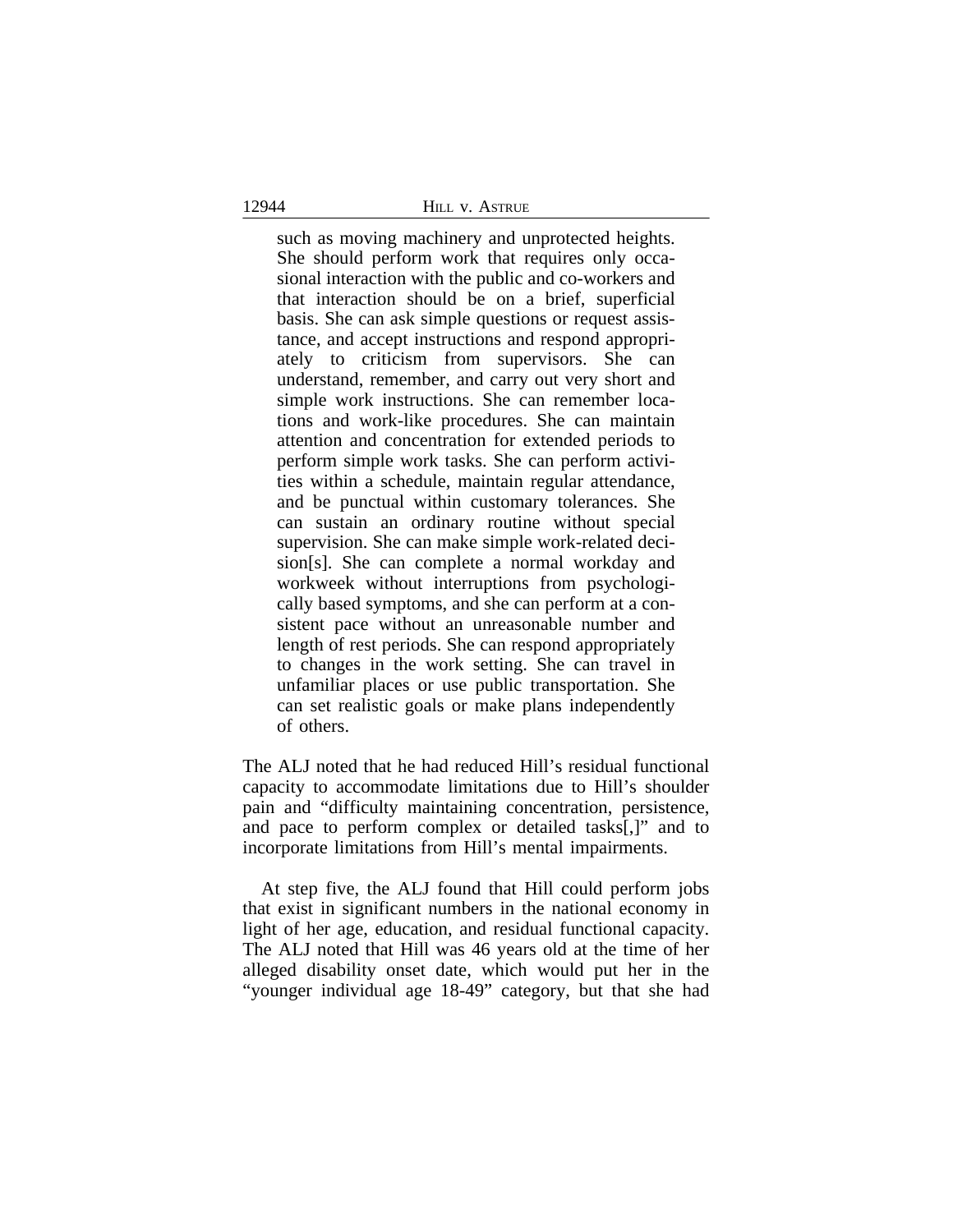> such as moving machinery and unprotected heights. She should perform work that requires only occasional interaction with the public and co-workers and that interaction should be on a brief, superficial basis. She can ask simple questions or request assistance, and accept instructions and respond appropriately to criticism from supervisors. She can understand, remember, and carry out very short and simple work instructions. She can remember locations and work-like procedures. She can maintain attention and concentration for extended periods to perform simple work tasks. She can perform activities within a schedule, maintain regular attendance, and be punctual within customary tolerances. She can sustain an ordinary routine without special supervision. She can make simple work-related decision[s]. She can complete a normal workday and workweek without interruptions from psychologically based symptoms, and she can perform at a consistent pace without an unreasonable number and length of rest periods. She can respond appropriately to changes in the work setting. She can travel in unfamiliar places or use public transportation. She can set realistic goals or make plans independently of others.

The ALJ noted that he had reduced Hill's residual functional capacity to accommodate limitations due to Hill's shoulder pain and "difficulty maintaining concentration, persistence, and pace to perform complex or detailed tasks[,]" and to incorporate limitations from Hill's mental impairments.

At step five, the ALJ found that Hill could perform jobs that exist in significant numbers in the national economy in light of her age, education, and residual functional capacity. The ALJ noted that Hill was 46 years old at the time of her alleged disability onset date, which would put her in the "younger individual age 18-49" category, but that she had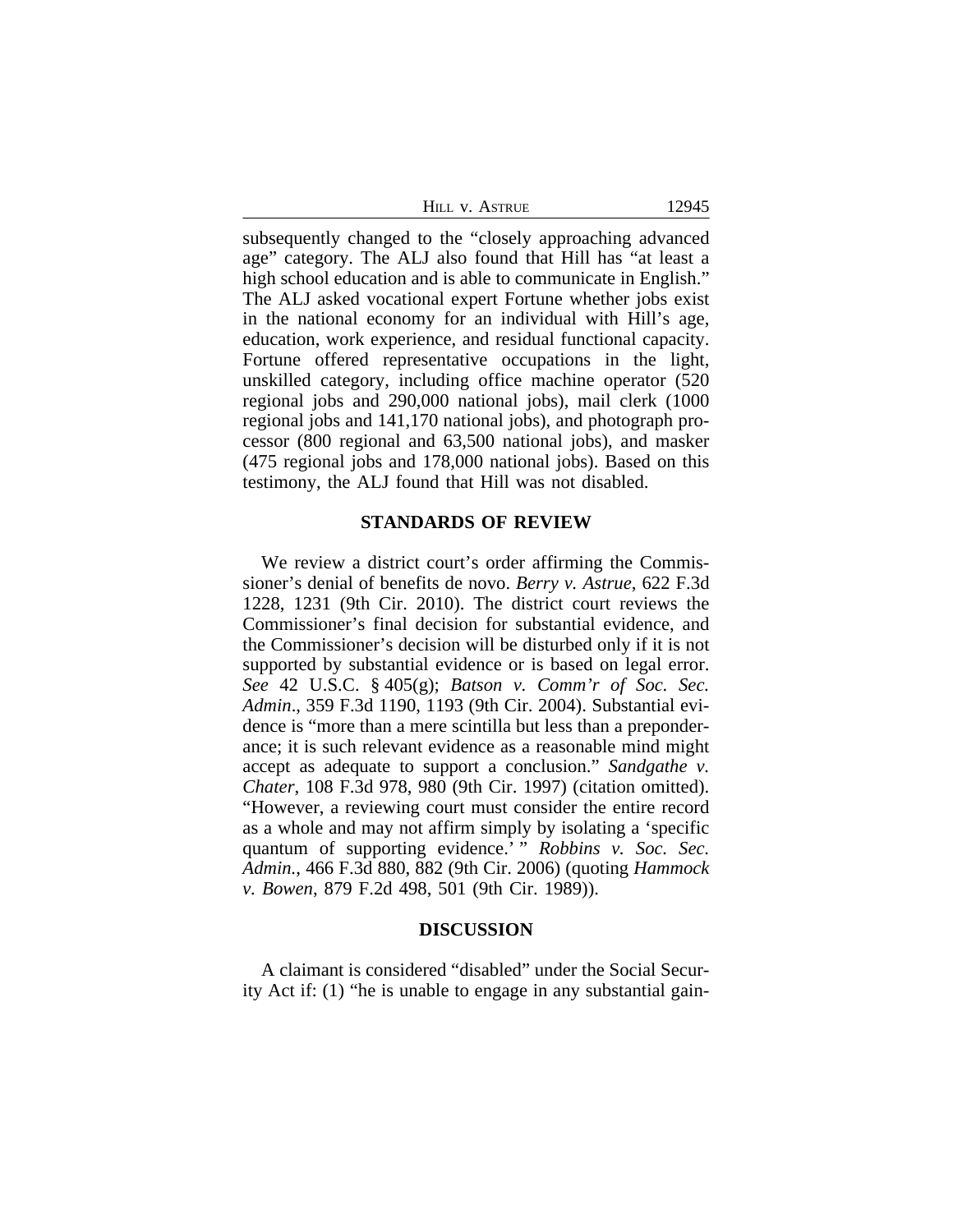subsequently changed to the "closely approaching advanced age" category. The ALJ also found that Hill has "at least a high school education and is able to communicate in English." The ALJ asked vocational expert Fortune whether jobs exist in the national economy for an individual with Hill's age, education, work experience, and residual functional capacity. Fortune offered representative occupations in the light, unskilled category, including office machine operator (520 regional jobs and 290,000 national jobs), mail clerk (1000 regional jobs and 141,170 national jobs), and photograph processor (800 regional and 63,500 national jobs), and masker (475 regional jobs and 178,000 national jobs). Based on this testimony, the ALJ found that Hill was not disabled.

## STANDARDS OF REVIEW

We review a district court's order affirming the Commissioner's denial of benefits de novo. *Berry v. Astrue*, 622 F.3d 1228, 1231 (9th Cir. 2010). The district court reviews the Commissioner's final decision for substantial evidence, and the Commissioner's decision will be disturbed only if it is not supported by substantial evidence or is based on legal error. *See* 42 U.S.C. § 405(g); *Batson v. Comm'r of Soc. Sec. Admin*., 359 F.3d 1190, 1193 (9th Cir. 2004). Substantial evidence is "more than a mere scintilla but less than a preponderance; it is such relevant evidence as a reasonable mind might accept as adequate to support a conclusion." *Sandgathe v. Chater*, 108 F.3d 978, 980 (9th Cir. 1997) (citation omitted). "However, a reviewing court must consider the entire record as a whole and may not affirm simply by isolating a 'specific quantum of supporting evidence.' " *Robbins v. Soc. Sec. Admin.*, 466 F.3d 880, 882 (9th Cir. 2006) (quoting *Hammock v. Bowen*, 879 F.2d 498, 501 (9th Cir. 1989)).

## DISCUSSION

A claimant is considered "disabled" under the Social Security Act if: (1) "he is unable to engage in any substantial gain-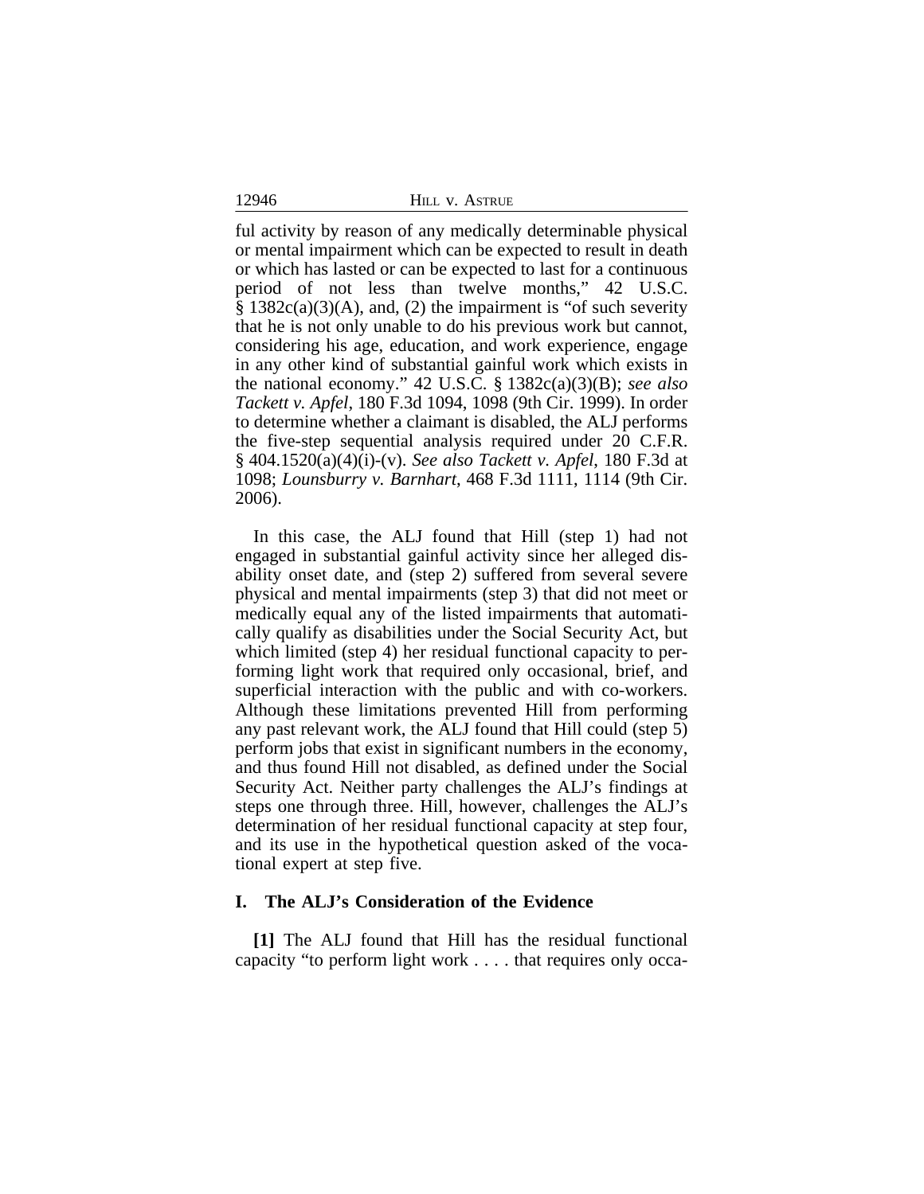ful activity by reason of any medically determinable physical or mental impairment which can be expected to result in death or which has lasted or can be expected to last for a continuous period of not less than twelve months," 42 U.S.C. § 1382c(a)(3)(A), and, (2) the impairment is "of such severity that he is not only unable to do his previous work but cannot, considering his age, education, and work experience, engage in any other kind of substantial gainful work which exists in the national economy." 42 U.S.C. § 1382c(a)(3)(B); *see also Tackett v. Apfel*, 180 F.3d 1094, 1098 (9th Cir. 1999). In order to determine whether a claimant is disabled, the ALJ performs the five-step sequential analysis required under 20 C.F.R. § 404.1520(a)(4)(i)-(v). *See also Tackett v. Apfel*, 180 F.3d at 1098; *Lounsburry v. Barnhart*, 468 F.3d 1111, 1114 (9th Cir. 2006).

In this case, the ALJ found that Hill (step 1) had not engaged in substantial gainful activity since her alleged disability onset date, and (step 2) suffered from several severe physical and mental impairments (step 3) that did not meet or medically equal any of the listed impairments that automatically qualify as disabilities under the Social Security Act, but which limited (step 4) her residual functional capacity to performing light work that required only occasional, brief, and superficial interaction with the public and with co-workers. Although these limitations prevented Hill from performing any past relevant work, the ALJ found that Hill could (step 5) perform jobs that exist in significant numbers in the economy, and thus found Hill not disabled, as defined under the Social Security Act. Neither party challenges the ALJ's findings at steps one through three. Hill, however, challenges the ALJ's determination of her residual functional capacity at step four, and its use in the hypothetical question asked of the vocational expert at step five.

## I. The ALJ's Consideration of the Evidence

**[1]** The ALJ found that Hill has the residual functional capacity "to perform light work . . . . that requires only occa-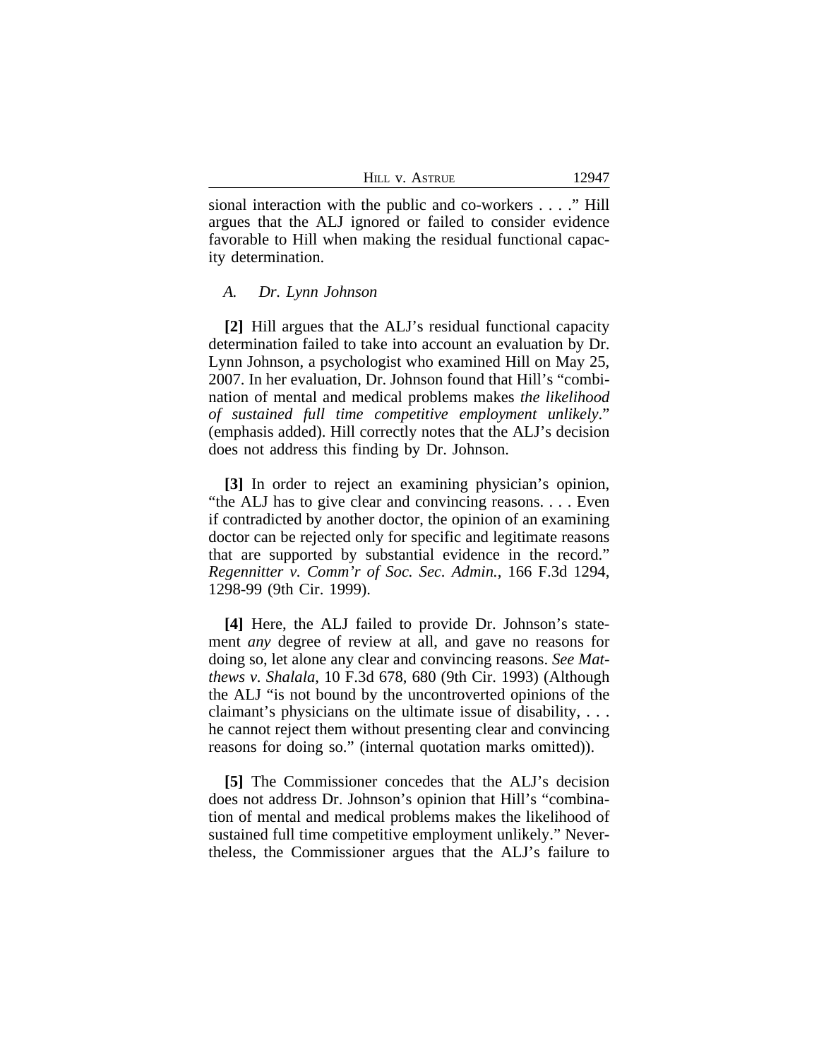sional interaction with the public and co-workers . . . ." Hill argues that the ALJ ignored or failed to consider evidence favorable to Hill when making the residual functional capacity determination.

### *A. Dr. Lynn Johnson*

**[2]** Hill argues that the ALJ's residual functional capacity determination failed to take into account an evaluation by Dr. Lynn Johnson, a psychologist who examined Hill on May 25, 2007. In her evaluation, Dr. Johnson found that Hill's "combination of mental and medical problems makes *the likelihood of sustained full time competitive employment unlikely*." (emphasis added). Hill correctly notes that the ALJ's decision does not address this finding by Dr. Johnson.

**[3]** In order to reject an examining physician's opinion, "the ALJ has to give clear and convincing reasons. . . . Even if contradicted by another doctor, the opinion of an examining doctor can be rejected only for specific and legitimate reasons that are supported by substantial evidence in the record." *Regennitter v. Comm'r of Soc. Sec. Admin.*, 166 F.3d 1294, 1298-99 (9th Cir. 1999).

**[4]** Here, the ALJ failed to provide Dr. Johnson's statement *any* degree of review at all, and gave no reasons for doing so, let alone any clear and convincing reasons. *See Matthews v. Shalala*, 10 F.3d 678, 680 (9th Cir. 1993) (Although the ALJ "is not bound by the uncontroverted opinions of the claimant's physicians on the ultimate issue of disability, . . . he cannot reject them without presenting clear and convincing reasons for doing so." (internal quotation marks omitted)).

**[5]** The Commissioner concedes that the ALJ's decision does not address Dr. Johnson's opinion that Hill's "combination of mental and medical problems makes the likelihood of sustained full time competitive employment unlikely." Nevertheless, the Commissioner argues that the ALJ's failure to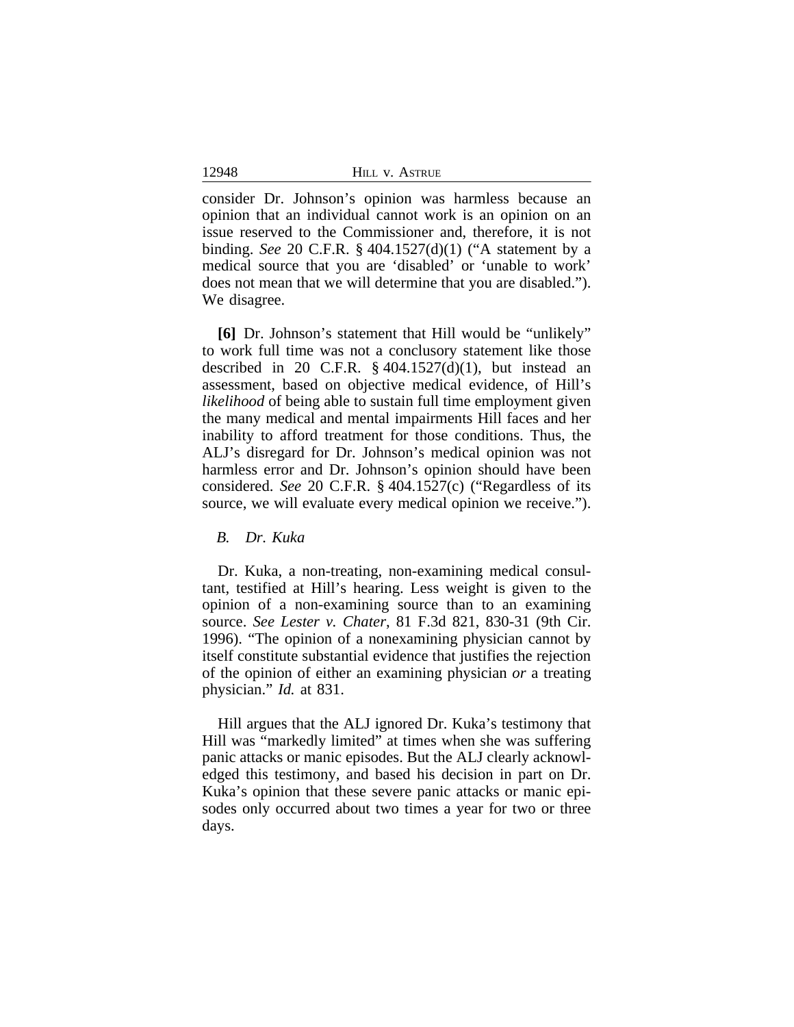consider Dr. Johnson's opinion was harmless because an opinion that an individual cannot work is an opinion on an issue reserved to the Commissioner and, therefore, it is not binding. *See* 20 C.F.R. § 404.1527(d)(1) ("A statement by a medical source that you are 'disabled' or 'unable to work' does not mean that we will determine that you are disabled."). We disagree.

**[6]** Dr. Johnson's statement that Hill would be "unlikely" to work full time was not a conclusory statement like those described in 20 C.F.R. § 404.1527(d)(1), but instead an assessment, based on objective medical evidence, of Hill's *likelihood* of being able to sustain full time employment given the many medical and mental impairments Hill faces and her inability to afford treatment for those conditions. Thus, the ALJ's disregard for Dr. Johnson's medical opinion was not harmless error and Dr. Johnson's opinion should have been considered. *See* 20 C.F.R. § 404.1527(c) ("Regardless of its source, we will evaluate every medical opinion we receive.").

### *B. Dr. Kuka*

Dr. Kuka, a non-treating, non-examining medical consultant, testified at Hill's hearing. Less weight is given to the opinion of a non-examining source than to an examining source. *See Lester v. Chater*, 81 F.3d 821, 830-31 (9th Cir. 1996). "The opinion of a nonexamining physician cannot by itself constitute substantial evidence that justifies the rejection of the opinion of either an examining physician *or* a treating physician." *Id.* at 831.

Hill argues that the ALJ ignored Dr. Kuka's testimony that Hill was "markedly limited" at times when she was suffering panic attacks or manic episodes. But the ALJ clearly acknowledged this testimony, and based his decision in part on Dr. Kuka's opinion that these severe panic attacks or manic episodes only occurred about two times a year for two or three days.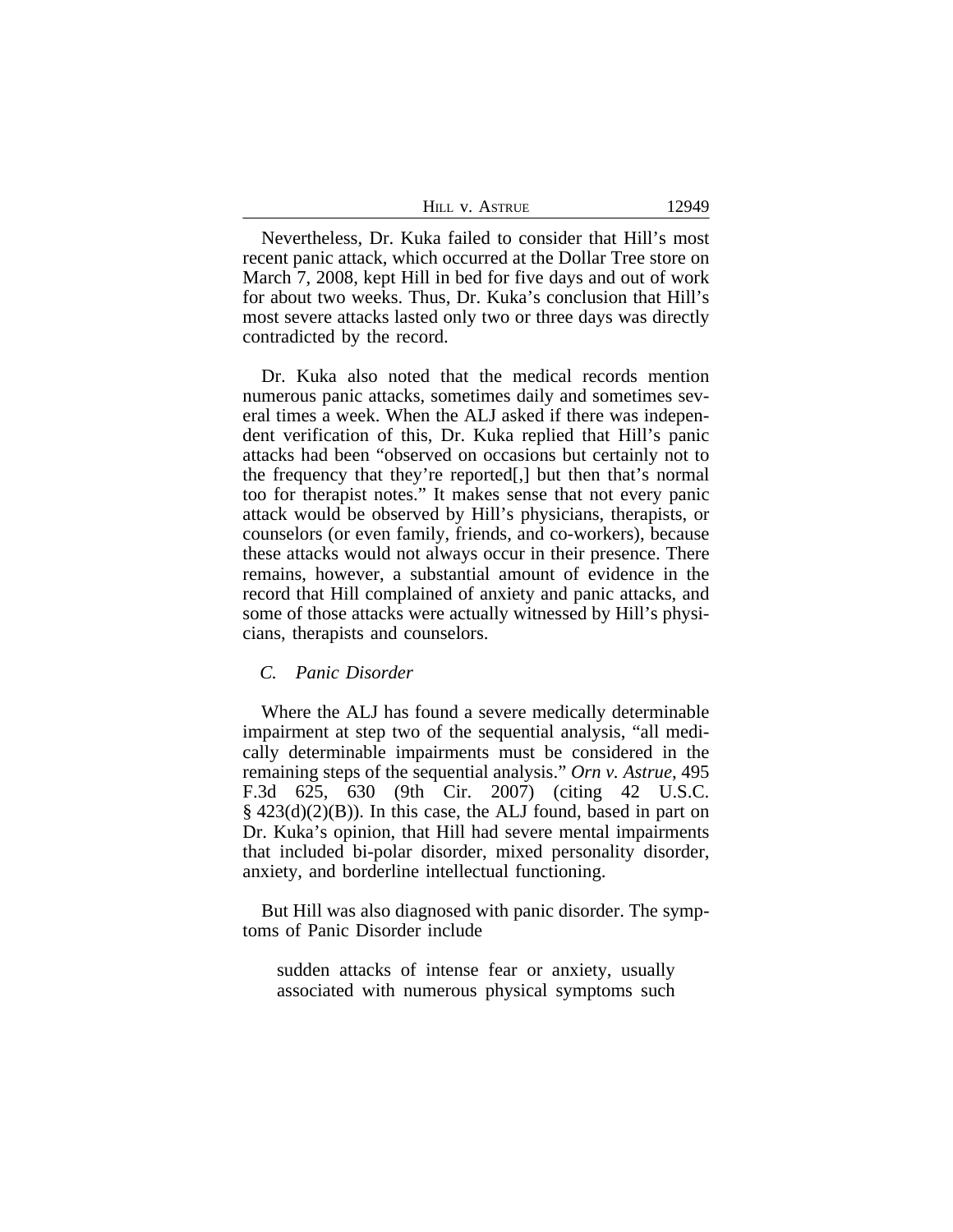Nevertheless, Dr. Kuka failed to consider that Hill's most recent panic attack, which occurred at the Dollar Tree store on March 7, 2008, kept Hill in bed for five days and out of work for about two weeks. Thus, Dr. Kuka's conclusion that Hill's most severe attacks lasted only two or three days was directly contradicted by the record.

Dr. Kuka also noted that the medical records mention numerous panic attacks, sometimes daily and sometimes several times a week. When the ALJ asked if there was independent verification of this, Dr. Kuka replied that Hill's panic attacks had been "observed on occasions but certainly not to the frequency that they're reported[,] but then that's normal too for therapist notes." It makes sense that not every panic attack would be observed by Hill's physicians, therapists, or counselors (or even family, friends, and co-workers), because these attacks would not always occur in their presence. There remains, however, a substantial amount of evidence in the record that Hill complained of anxiety and panic attacks, and some of those attacks were actually witnessed by Hill's physicians, therapists and counselors.

### *C. Panic Disorder*

Where the ALJ has found a severe medically determinable impairment at step two of the sequential analysis, "all medically determinable impairments must be considered in the remaining steps of the sequential analysis." *Orn v. Astrue*, 495 F.3d 625, 630 (9th Cir. 2007) (citing 42 U.S.C. § 423(d)(2)(B)). In this case, the ALJ found, based in part on Dr. Kuka's opinion, that Hill had severe mental impairments that included bi-polar disorder, mixed personality disorder, anxiety, and borderline intellectual functioning.

But Hill was also diagnosed with panic disorder. The symptoms of Panic Disorder include

> sudden attacks of intense fear or anxiety, usually associated with numerous physical symptoms such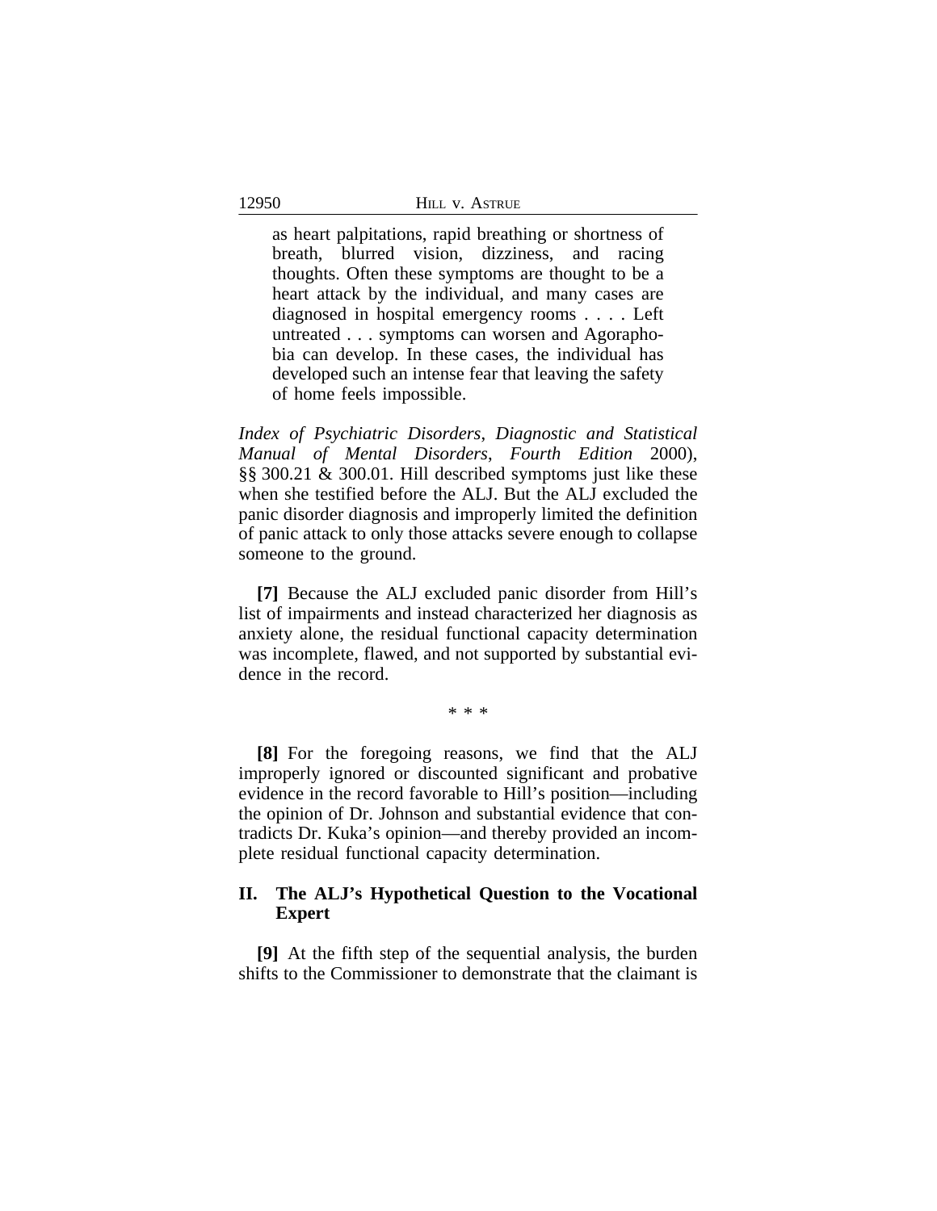> as heart palpitations, rapid breathing or shortness of breath, blurred vision, dizziness, and racing thoughts. Often these symptoms are thought to be a heart attack by the individual, and many cases are diagnosed in hospital emergency rooms . . . . Left untreated . . . symptoms can worsen and Agoraphobia can develop. In these cases, the individual has developed such an intense fear that leaving the safety of home feels impossible.

*Index of Psychiatric Disorders*, *Diagnostic and Statistical Manual of Mental Disorders*, *Fourth Edition* 2000), §§ 300.21 & 300.01. Hill described symptoms just like these when she testified before the ALJ. But the ALJ excluded the panic disorder diagnosis and improperly limited the definition of panic attack to only those attacks severe enough to collapse someone to the ground.

**[7]** Because the ALJ excluded panic disorder from Hill's list of impairments and instead characterized her diagnosis as anxiety alone, the residual functional capacity determination was incomplete, flawed, and not supported by substantial evidence in the record.

\* \* \*

**[8]** For the foregoing reasons, we find that the ALJ improperly ignored or discounted significant and probative evidence in the record favorable to Hill's position—including the opinion of Dr. Johnson and substantial evidence that contradicts Dr. Kuka's opinion—and thereby provided an incomplete residual functional capacity determination.

## II. The ALJ's Hypothetical Question to the Vocational Expert

**[9]** At the fifth step of the sequential analysis, the burden shifts to the Commissioner to demonstrate that the claimant is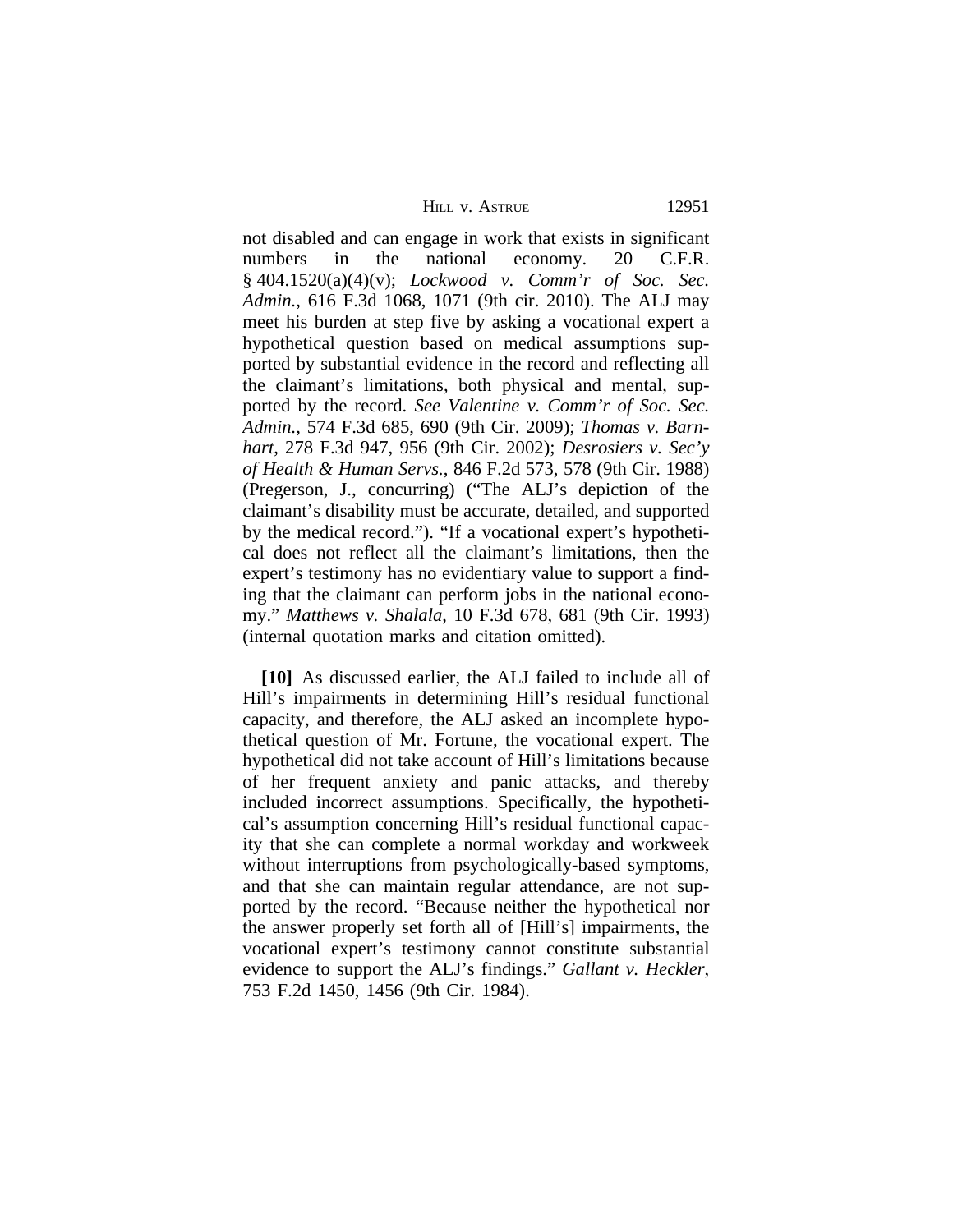not disabled and can engage in work that exists in significant numbers in the national economy. 20 C.F.R. § 404.1520(a)(4)(v); *Lockwood v. Comm'r of Soc. Sec. Admin.*, 616 F.3d 1068, 1071 (9th cir. 2010). The ALJ may meet his burden at step five by asking a vocational expert a hypothetical question based on medical assumptions supported by substantial evidence in the record and reflecting all the claimant's limitations, both physical and mental, supported by the record. *See Valentine v. Comm'r of Soc. Sec. Admin.*, 574 F.3d 685, 690 (9th Cir. 2009); *Thomas v. Barnhart*, 278 F.3d 947, 956 (9th Cir. 2002); *Desrosiers v. Sec'y of Health & Human Servs.*, 846 F.2d 573, 578 (9th Cir. 1988) (Pregerson, J., concurring) ("The ALJ's depiction of the claimant's disability must be accurate, detailed, and supported by the medical record."). "If a vocational expert's hypothetical does not reflect all the claimant's limitations, then the expert's testimony has no evidentiary value to support a finding that the claimant can perform jobs in the national economy." *Matthews v. Shalala*, 10 F.3d 678, 681 (9th Cir. 1993) (internal quotation marks and citation omitted).

**[10]** As discussed earlier, the ALJ failed to include all of Hill's impairments in determining Hill's residual functional capacity, and therefore, the ALJ asked an incomplete hypothetical question of Mr. Fortune, the vocational expert. The hypothetical did not take account of Hill's limitations because of her frequent anxiety and panic attacks, and thereby included incorrect assumptions. Specifically, the hypothetical's assumption concerning Hill's residual functional capacity that she can complete a normal workday and workweek without interruptions from psychologically-based symptoms, and that she can maintain regular attendance, are not supported by the record. "Because neither the hypothetical nor the answer properly set forth all of [Hill's] impairments, the vocational expert's testimony cannot constitute substantial evidence to support the ALJ's findings." *Gallant v. Heckler*, 753 F.2d 1450, 1456 (9th Cir. 1984).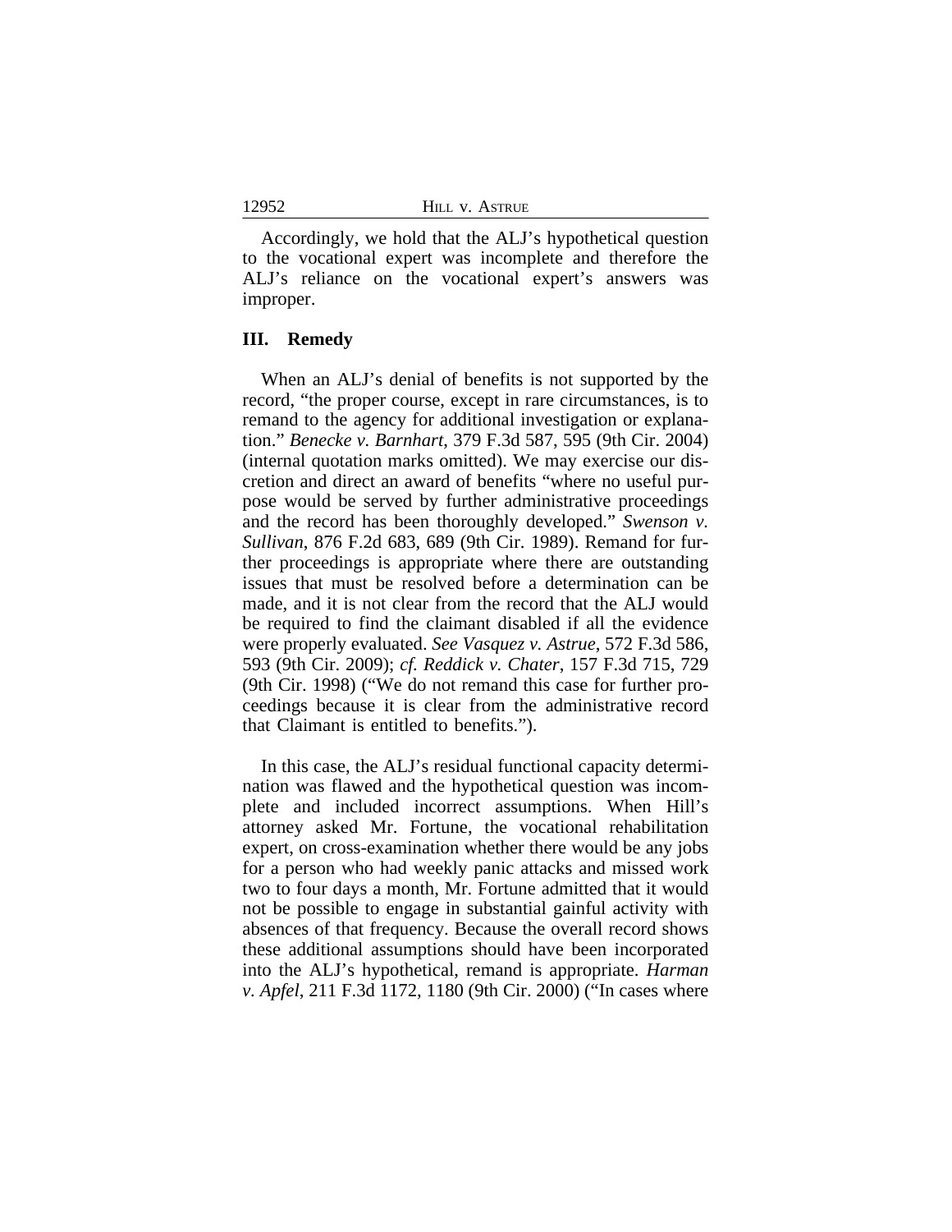Accordingly, we hold that the ALJ's hypothetical question to the vocational expert was incomplete and therefore the ALJ's reliance on the vocational expert's answers was improper.

## III. Remedy

When an ALJ's denial of benefits is not supported by the record, "the proper course, except in rare circumstances, is to remand to the agency for additional investigation or explanation." *Benecke v. Barnhart*, 379 F.3d 587, 595 (9th Cir. 2004) (internal quotation marks omitted). We may exercise our discretion and direct an award of benefits "where no useful purpose would be served by further administrative proceedings and the record has been thoroughly developed." *Swenson v. Sullivan*, 876 F.2d 683, 689 (9th Cir. 1989). Remand for further proceedings is appropriate where there are outstanding issues that must be resolved before a determination can be made, and it is not clear from the record that the ALJ would be required to find the claimant disabled if all the evidence were properly evaluated. *See Vasquez v. Astrue*, 572 F.3d 586, 593 (9th Cir. 2009); *cf. Reddick v. Chater*, 157 F.3d 715, 729 (9th Cir. 1998) ("We do not remand this case for further proceedings because it is clear from the administrative record that Claimant is entitled to benefits.").

In this case, the ALJ's residual functional capacity determination was flawed and the hypothetical question was incomplete and included incorrect assumptions. When Hill's attorney asked Mr. Fortune, the vocational rehabilitation expert, on cross-examination whether there would be any jobs for a person who had weekly panic attacks and missed work two to four days a month, Mr. Fortune admitted that it would not be possible to engage in substantial gainful activity with absences of that frequency. Because the overall record shows these additional assumptions should have been incorporated into the ALJ's hypothetical, remand is appropriate. *Harman v. Apfel*, 211 F.3d 1172, 1180 (9th Cir. 2000) ("In cases where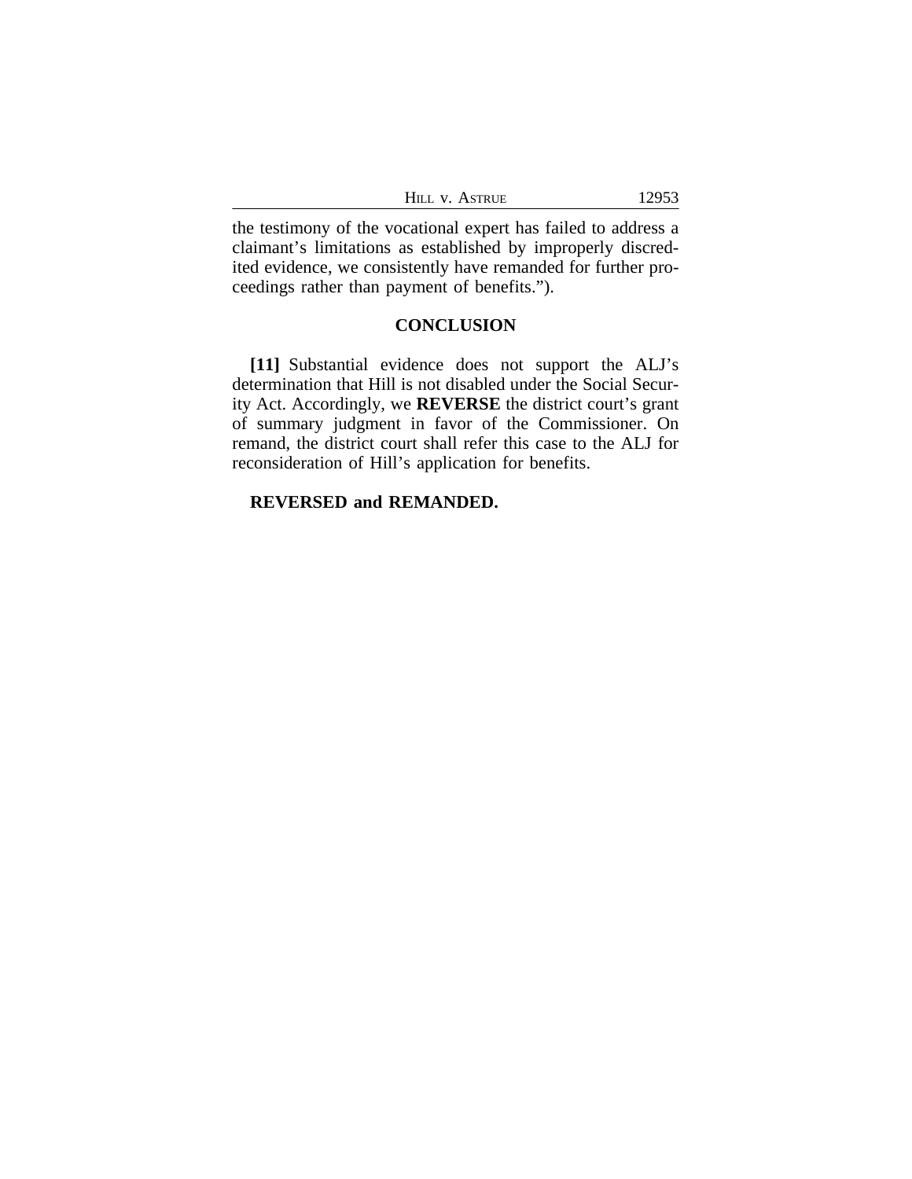the testimony of the vocational expert has failed to address a claimant's limitations as established by improperly discredited evidence, we consistently have remanded for further proceedings rather than payment of benefits.").

## CONCLUSION

**[11]** Substantial evidence does not support the ALJ's determination that Hill is not disabled under the Social Security Act. Accordingly, we **REVERSE** the district court's grant of summary judgment in favor of the Commissioner. On remand, the district court shall refer this case to the ALJ for reconsideration of Hill's application for benefits.

**REVERSED and REMANDED.**